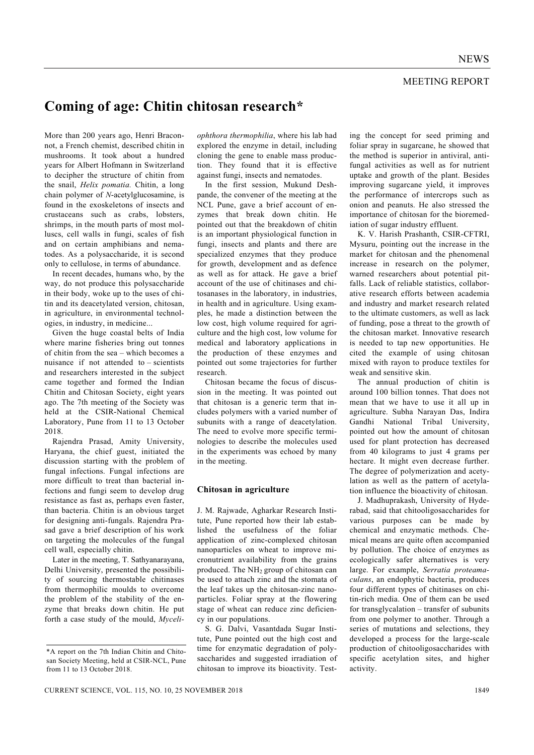# Coming of age: Chitin chitosan research*

More than 200 years ago, Henri Braconnot, a French chemist, described chitin in mushrooms. It took about a hundred years for Albert Hofmann in Switzerland to decipher the structure of chitin from the snail, *Helix pomatia.* Chitin, a long chain polymer of *N*-acetylglucosamine, is found in the exoskeletons of insects and crustaceans such as crabs, lobsters, shrimps, in the mouth parts of most molluscs, cell walls in fungi, scales of fish and on certain amphibians and nematodes. As a polysaccharide, it is second only to cellulose, in terms of abundance.

In recent decades, humans who, by the way, do not produce this polysaccharide in their body, woke up to the uses of chitin and its deacetylated version, chitosan, in agriculture, in environmental technologies, in industry, in medicine...

Given the huge coastal belts of India where marine fisheries bring out tonnes of chitin from the sea – which becomes a nuisance if not attended to – scientists and researchers interested in the subject came together and formed the Indian Chitin and Chitosan Society, eight years ago. The 7th meeting of the Society was held at the CSIR-National Chemical Laboratory, Pune from 11 to 13 October 2018.

Rajendra Prasad, Amity University, Haryana, the chief guest, initiated the discussion starting with the problem of fungal infections. Fungal infections are more difficult to treat than bacterial infections and fungi seem to develop drug resistance as fast as, perhaps even faster, than bacteria. Chitin is an obvious target for designing anti-fungals. Rajendra Prasad gave a brief description of his work on targeting the molecules of the fungal cell wall, especially chitin.

Later in the meeting, T. Sathyanarayana, Delhi University, presented the possibility of sourcing thermostable chitinases from thermophilic moulds to overcome the problem of the stability of the enzyme that breaks down chitin. He put forth a case study of the mould, *Myceliophthora thermophilia*, where his lab had explored the enzyme in detail, including cloning the gene to enable mass production. They found that it is effective against fungi, insects and nematodes.

In the first session, Mukund Deshpande, the convener of the meeting at the NCL Pune, gave a brief account of enzymes that break down chitin. He pointed out that the breakdown of chitin is an important physiological function in fungi, insects and plants and there are specialized enzymes that they produce for growth, development and as defence as well as for attack. He gave a brief account of the use of chitinases and chitosanases in the laboratory, in industries, in health and in agriculture. Using examples, he made a distinction between the low cost, high volume required for agriculture and the high cost, low volume for medical and laboratory applications in the production of these enzymes and pointed out some trajectories for further research.

Chitosan became the focus of discussion in the meeting. It was pointed out that chitosan is a generic term that includes polymers with a varied number of subunits with a range of deacetylation. The need to evolve more specific terminologies to describe the molecules used in the experiments was echoed by many in the meeting.

### Chitosan in agriculture

J. M. Rajwade, Agharkar Research Institute, Pune reported how their lab established the usefulness of the foliar application of zinc-complexed chitosan nanoparticles on wheat to improve micronutrient availability from the grains produced. The $NH_2$ group of chitosan can be used to attach zinc and the stomata of the leaf takes up the chitosan-zinc nanoparticles. Foliar spray at the flowering stage of wheat can reduce zinc deficiency in our populations.

S. G. Dalvi, Vasantdada Sugar Institute, Pune pointed out the high cost and time for enzymatic degradation of polysaccharides and suggested irradiation of chitosan to improve its bioactivity. Testing the concept for seed priming and foliar spray in sugarcane, he showed that the method is superior in antiviral, antifungal activities as well as for nutrient uptake and growth of the plant. Besides improving sugarcane yield, it improves the performance of intercrops such as onion and peanuts. He also stressed the importance of chitosan for the bioremediation of sugar industry effluent.

K. V. Harish Prashanth, CSIR-CFTRI, Mysuru, pointing out the increase in the market for chitosan and the phenomenal increase in research on the polymer, warned researchers about potential pitfalls. Lack of reliable statistics, collaborative research efforts between academia and industry and market research related to the ultimate customers, as well as lack of funding, pose a threat to the growth of the chitosan market. Innovative research is needed to tap new opportunities. He cited the example of using chitosan mixed with rayon to produce textiles for weak and sensitive skin.

The annual production of chitin is around 100 billion tonnes. That does not mean that we have to use it all up in agriculture. Subha Narayan Das, Indira Gandhi National Tribal University, pointed out how the amount of chitosan used for plant protection has decreased from 40 kilograms to just 4 grams per hectare. It might even decrease further. The degree of polymerization and acetylation as well as the pattern of acetylation influence the bioactivity of chitosan.

J. Madhuprakash, University of Hyderabad, said that chitooligosaccharides for various purposes can be made by chemical and enzymatic methods. Chemical means are quite often accompanied by pollution. The choice of enzymes as ecologically safer alternatives is very large. For example, *Serratia proteamaculans*, an endophytic bacteria, produces four different types of chitinases on chitin-rich media. One of them can be used for transglycalation – transfer of subunits from one polymer to another. Through a series of mutations and selections, they developed a process for the large-scale production of chitooligosaccharides with specific acetylation sites, and higher activity.

---

*A report on the 7th Indian Chitin and Chitosan Society Meeting, held at CSIR-NCL, Pune from 11 to 13 October 2018.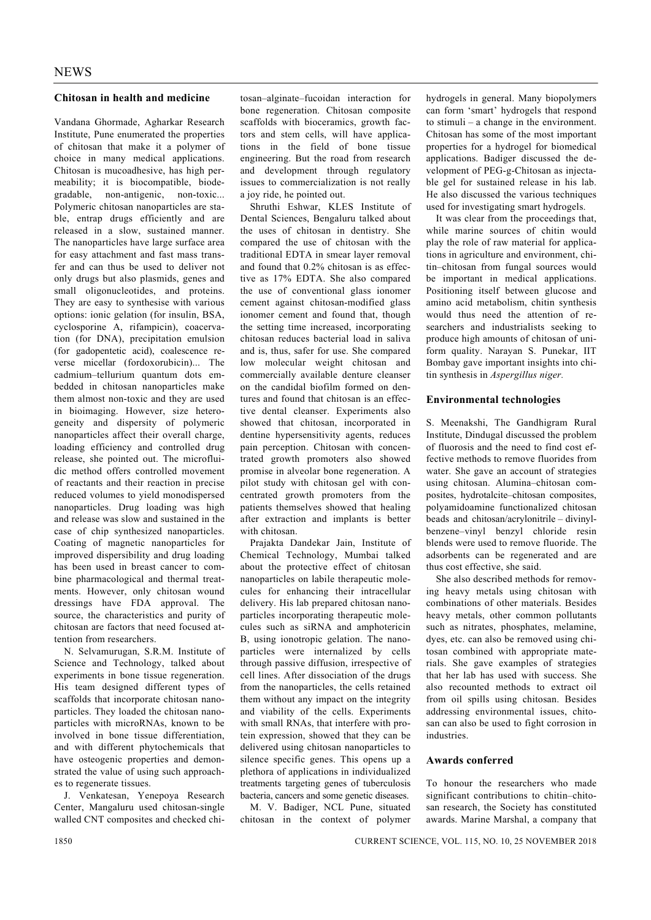## Chitosan in health and medicine

Vandana Ghormade, Agharkar Research Institute, Pune enumerated the properties of chitosan that make it a polymer of choice in many medical applications. Chitosan is mucoadhesive, has high permeability; it is biocompatible, biodegradable, non-antigenic, non-toxic... Polymeric chitosan nanoparticles are stable, entrap drugs efficiently and are released in a slow, sustained manner. The nanoparticles have large surface area for easy attachment and fast mass transfer and can thus be used to deliver not only drugs but also plasmids, genes and small oligonucleotides, and proteins. They are easy to synthesise with various options: ionic gelation (for insulin, BSA, cyclosporine A, rifampicin), coacervation (for DNA), precipitation emulsion (for gadopentetic acid), coalescence reverse micellar (fordoxorubicin)... The cadmium–tellurium quantum dots embedded in chitosan nanoparticles make them almost non-toxic and they are used in bioimaging. However, size heterogeneity and dispersity of polymeric nanoparticles affect their overall charge, loading efficiency and controlled drug release, she pointed out. The microfluidic method offers controlled movement of reactants and their reaction in precise reduced volumes to yield monodispersed nanoparticles. Drug loading was high and release was slow and sustained in the case of chip synthesized nanoparticles. Coating of magnetic nanoparticles for improved dispersibility and drug loading has been used in breast cancer to combine pharmacological and thermal treatments. However, only chitosan wound dressings have FDA approval. The source, the characteristics and purity of chitosan are factors that need focused attention from researchers.

N. Selvamurugan, S.R.M. Institute of Science and Technology, talked about experiments in bone tissue regeneration. His team designed different types of scaffolds that incorporate chitosan nanoparticles. They loaded the chitosan nanoparticles with microRNAs, known to be involved in bone tissue differentiation, and with different phytochemicals that have osteogenic properties and demonstrated the value of using such approaches to regenerate tissues.

J. Venkatesan, Yenepoya Research Center, Mangaluru used chitosan-single walled CNT composites and checked chitosan–alginate–fucoidan interaction for bone regeneration. Chitosan composite scaffolds with bioceramics, growth factors and stem cells, will have applications in the field of bone tissue engineering. But the road from research and development through regulatory issues to commercialization is not really a joy ride, he pointed out.

Shruthi Eshwar, KLES Institute of Dental Sciences, Bengaluru talked about the uses of chitosan in dentistry. She compared the use of chitosan with the traditional EDTA in smear layer removal and found that 0.2% chitosan is as effective as 17% EDTA. She also compared the use of conventional glass ionomer cement against chitosan-modified glass ionomer cement and found that, though the setting time increased, incorporating chitosan reduces bacterial load in saliva and is, thus, safer for use. She compared low molecular weight chitosan and commercially available denture cleanser on the candidal biofilm formed on dentures and found that chitosan is an effective dental cleanser. Experiments also showed that chitosan, incorporated in dentine hypersensitivity agents, reduces pain perception. Chitosan with concentrated growth promoters also showed promise in alveolar bone regeneration. A pilot study with chitosan gel with concentrated growth promoters from the patients themselves showed that healing after extraction and implants is better with chitosan.

Prajakta Dandekar Jain, Institute of Chemical Technology, Mumbai talked about the protective effect of chitosan nanoparticles on labile therapeutic molecules for enhancing their intracellular delivery. His lab prepared chitosan nanoparticles incorporating therapeutic molecules such as siRNA and amphotericin B, using ionotropic gelation. The nanoparticles were internalized by cells through passive diffusion, irrespective of cell lines. After dissociation of the drugs from the nanoparticles, the cells retained them without any impact on the integrity and viability of the cells. Experiments with small RNAs, that interfere with protein expression, showed that they can be delivered using chitosan nanoparticles to silence specific genes. This opens up a plethora of applications in individualized treatments targeting genes of tuberculosis bacteria, cancers and some genetic diseases.

M. V. Badiger, NCL Pune, situated chitosan in the context of polymer hydrogels in general. Many biopolymers can form 'smart' hydrogels that respond to stimuli – a change in the environment. Chitosan has some of the most important properties for a hydrogel for biomedical applications. Badiger discussed the development of PEG-g-Chitosan as injectable gel for sustained release in his lab. He also discussed the various techniques used for investigating smart hydrogels.

It was clear from the proceedings that, while marine sources of chitin would play the role of raw material for applications in agriculture and environment, chitin–chitosan from fungal sources would be important in medical applications. Positioning itself between glucose and amino acid metabolism, chitin synthesis would thus need the attention of researchers and industrialists seeking to produce high amounts of chitosan of uniform quality. Narayan S. Punekar, IIT Bombay gave important insights into chitin synthesis in *Aspergillus niger*.

## Environmental technologies

S. Meenakshi, The Gandhigram Rural Institute, Dindugal discussed the problem of fluorosis and the need to find cost effective methods to remove fluorides from water. She gave an account of strategies using chitosan. Alumina–chitosan composites, hydrotalcite–chitosan composites, polyamidoamine functionalized chitosan beads and chitosan/acrylonitrile – divinylbenzene–vinyl benzyl chloride resin blends were used to remove fluoride. The adsorbents can be regenerated and are thus cost effective, she said.

She also described methods for removing heavy metals using chitosan with combinations of other materials. Besides heavy metals, other common pollutants such as nitrates, phosphates, melamine, dyes, etc. can also be removed using chitosan combined with appropriate materials. She gave examples of strategies that her lab has used with success. She also recounted methods to extract oil from oil spills using chitosan. Besides addressing environmental issues, chitosan can also be used to fight corrosion in industries.

## Awards conferred

To honour the researchers who made significant contributions to chitin–chitosan research, the Society has constituted awards. Marine Marshal, a company that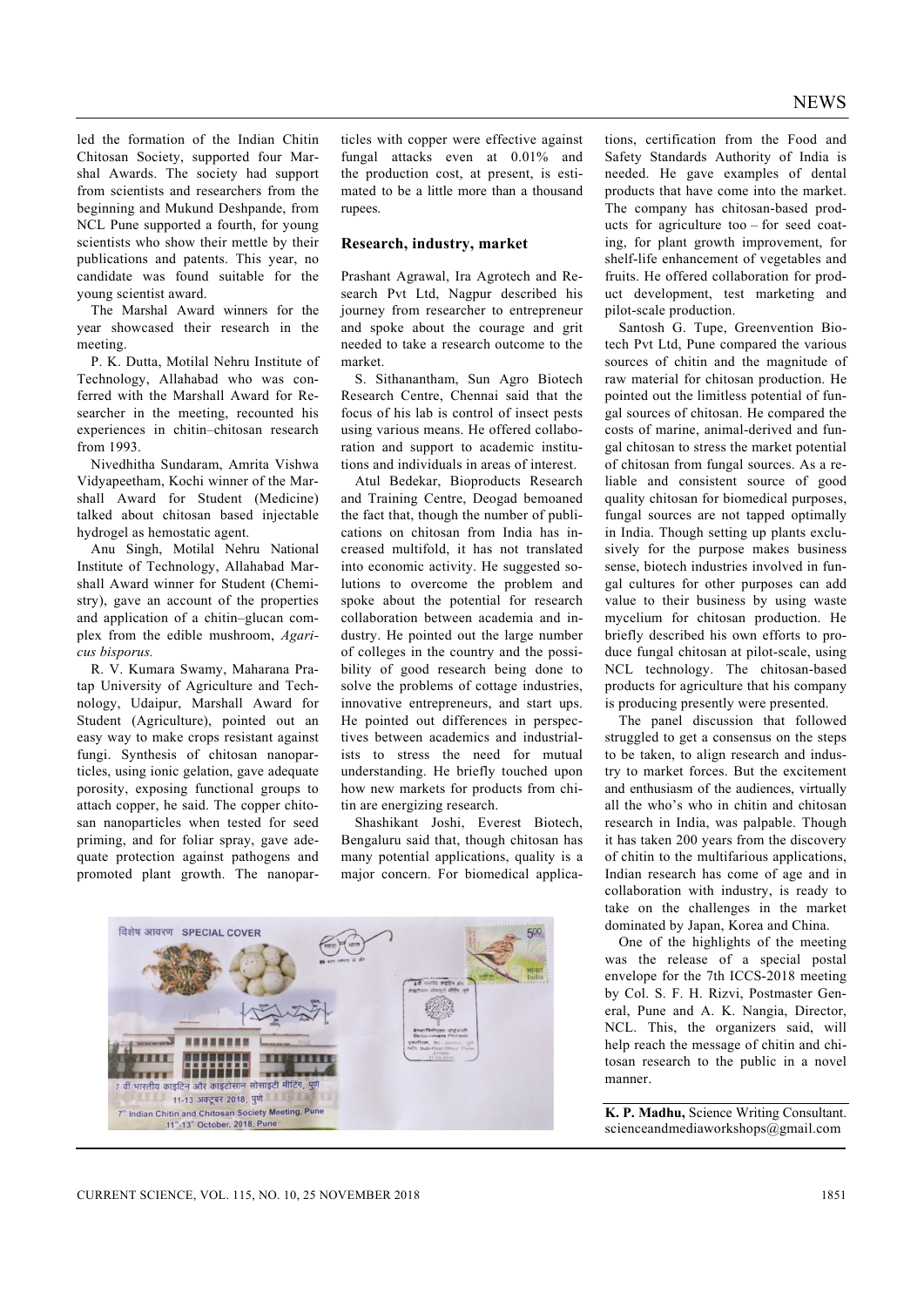led the formation of the Indian Chitin Chitosan Society, supported four Marshal Awards. The society had support from scientists and researchers from the beginning and Mukund Deshpande, from NCL Pune supported a fourth, for young scientists who show their mettle by their publications and patents. This year, no candidate was found suitable for the young scientist award.

The Marshal Award winners for the year showcased their research in the meeting.

P. K. Dutta, Motilal Nehru Institute of Technology, Allahabad who was conferred with the Marshall Award for Researcher in the meeting, recounted his experiences in chitin–chitosan research from 1993.

Nivedhitha Sundaram, Amrita Vishwa Vidyapeetham, Kochi winner of the Marshall Award for Student (Medicine) talked about chitosan based injectable hydrogel as hemostatic agent.

Anu Singh, Motilal Nehru National Institute of Technology, Allahabad Marshall Award winner for Student (Chemistry), gave an account of the properties and application of a chitin–glucan complex from the edible mushroom, *Agaricus bisporus.*

R. V. Kumara Swamy, Maharana Pratap University of Agriculture and Technology, Udaipur, Marshall Award for Student (Agriculture), pointed out an easy way to make crops resistant against fungi. Synthesis of chitosan nanoparticles, using ionic gelation, gave adequate porosity, exposing functional groups to attach copper, he said. The copper chitosan nanoparticles when tested for seed priming, and for foliar spray, gave adequate protection against pathogens and promoted plant growth. The nanoparticles with copper were effective against fungal attacks even at 0.01% and the production cost, at present, is estimated to be a little more than a thousand rupees.

### Research, industry, market

Prashant Agrawal, Ira Agrotech and Research Pvt Ltd, Nagpur described his journey from researcher to entrepreneur and spoke about the courage and grit needed to take a research outcome to the market.

S. Sithanantham, Sun Agro Biotech Research Centre, Chennai said that the focus of his lab is control of insect pests using various means. He offered collaboration and support to academic institutions and individuals in areas of interest.

Atul Bedekar, Bioproducts Research and Training Centre, Deogad bemoaned the fact that, though the number of publications on chitosan from India has increased multifold, it has not translated into economic activity. He suggested solutions to overcome the problem and spoke about the potential for research collaboration between academia and industry. He pointed out the large number of colleges in the country and the possibility of good research being done to solve the problems of cottage industries, innovative entrepreneurs, and start ups. He pointed out differences in perspectives between academics and industrialists to stress the need for mutual understanding. He briefly touched upon how new markets for products from chitin are energizing research.

Shashikant Joshi, Everest Biotech, Bengaluru said that, though chitosan has many potential applications, quality is a major concern. For biomedical applications, certification from the Food and Safety Standards Authority of India is needed. He gave examples of dental products that have come into the market. The company has chitosan-based products for agriculture too – for seed coating, for plant growth improvement, for shelf-life enhancement of vegetables and fruits. He offered collaboration for product development, test marketing and pilot-scale production.

Santosh G. Tupe, Greenvention Biotech Pvt Ltd, Pune compared the various sources of chitin and the magnitude of raw material for chitosan production. He pointed out the limitless potential of fungal sources of chitosan. He compared the costs of marine, animal-derived and fungal chitosan to stress the market potential of chitosan from fungal sources. As a reliable and consistent source of good quality chitosan for biomedical purposes, fungal sources are not tapped optimally in India. Though setting up plants exclusively for the purpose makes business sense, biotech industries involved in fungal cultures for other purposes can add value to their business by using waste mycelium for chitosan production. He briefly described his own efforts to produce fungal chitosan at pilot-scale, using NCL technology. The chitosan-based products for agriculture that his company is producing presently were presented.

The panel discussion that followed struggled to get a consensus on the steps to be taken, to align research and industry to market forces. But the excitement and enthusiasm of the audiences, virtually all the who's who in chitin and chitosan research in India, was palpable. Though it has taken 200 years from the discovery of chitin to the multifarious applications, Indian research has come of age and in collaboration with industry, is ready to take on the challenges in the market dominated by Japan, Korea and China.

One of the highlights of the meeting was the release of a special postal envelope for the 7th ICCS-2018 meeting by Col. S. F. H. Rizvi, Postmaster General, Pune and A. K. Nangia, Director, NCL. This, the organizers said, will help reach the message of chitin and chitosan research to the public in a novel manner.

**K. P. Madhu,** Science Writing Consultant.
scienceandmediaworkshops@gmail.com